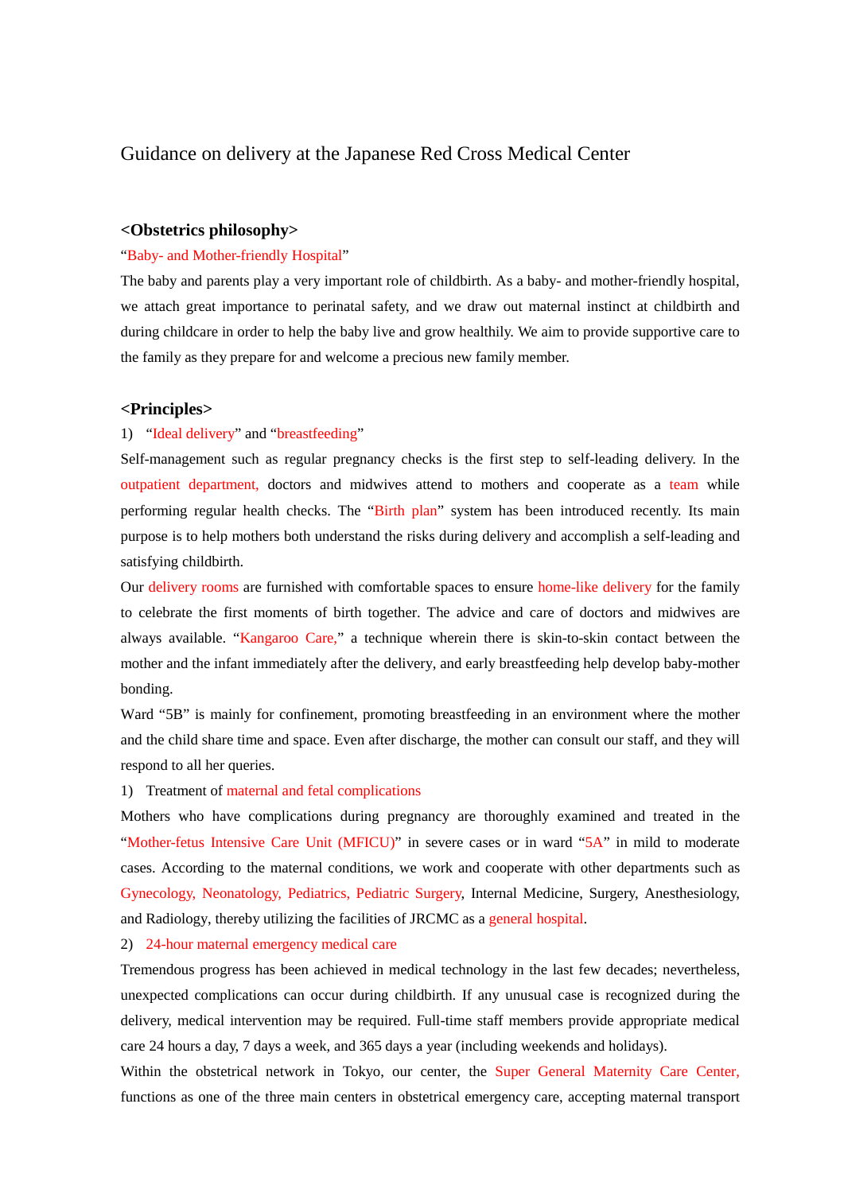# Guidance on delivery at the Japanese Red Cross Medical Center

## <Obstetrics philosophy>

"Baby- and Mother-friendly Hospital"

The baby and parents play a very important role of childbirth. As a baby- and mother-friendly hospital, we attach great importance to perinatal safety, and we draw out maternal instinct at childbirth and during childcare in order to help the baby live and grow healthily. We aim to provide supportive care to the family as they prepare for and welcome a precious new family member.

## <Principles>

1) "Ideal delivery" and "breastfeeding"

Self-management such as regular pregnancy checks is the first step to self-leading delivery. In the outpatient department, doctors and midwives attend to mothers and cooperate as a team while performing regular health checks. The "Birth plan" system has been introduced recently. Its main purpose is to help mothers both understand the risks during delivery and accomplish a self-leading and satisfying childbirth.

Our delivery rooms are furnished with comfortable spaces to ensure home-like delivery for the family to celebrate the first moments of birth together. The advice and care of doctors and midwives are always available. "Kangaroo Care," a technique wherein there is skin-to-skin contact between the mother and the infant immediately after the delivery, and early breastfeeding help develop baby-mother bonding.

Ward "5B" is mainly for confinement, promoting breastfeeding in an environment where the mother and the child share time and space. Even after discharge, the mother can consult our staff, and they will respond to all her queries.

1) Treatment of maternal and fetal complications

Mothers who have complications during pregnancy are thoroughly examined and treated in the "Mother-fetus Intensive Care Unit (MFICU)" in severe cases or in ward "5A" in mild to moderate cases. According to the maternal conditions, we work and cooperate with other departments such as Gynecology, Neonatology, Pediatrics, Pediatric Surgery, Internal Medicine, Surgery, Anesthesiology, and Radiology, thereby utilizing the facilities of JRCMC as a general hospital.

2) 24-hour maternal emergency medical care

Tremendous progress has been achieved in medical technology in the last few decades; nevertheless, unexpected complications can occur during childbirth. If any unusual case is recognized during the delivery, medical intervention may be required. Full-time staff members provide appropriate medical care 24 hours a day, 7 days a week, and 365 days a year (including weekends and holidays).

Within the obstetrical network in Tokyo, our center, the Super General Maternity Care Center, functions as one of the three main centers in obstetrical emergency care, accepting maternal transport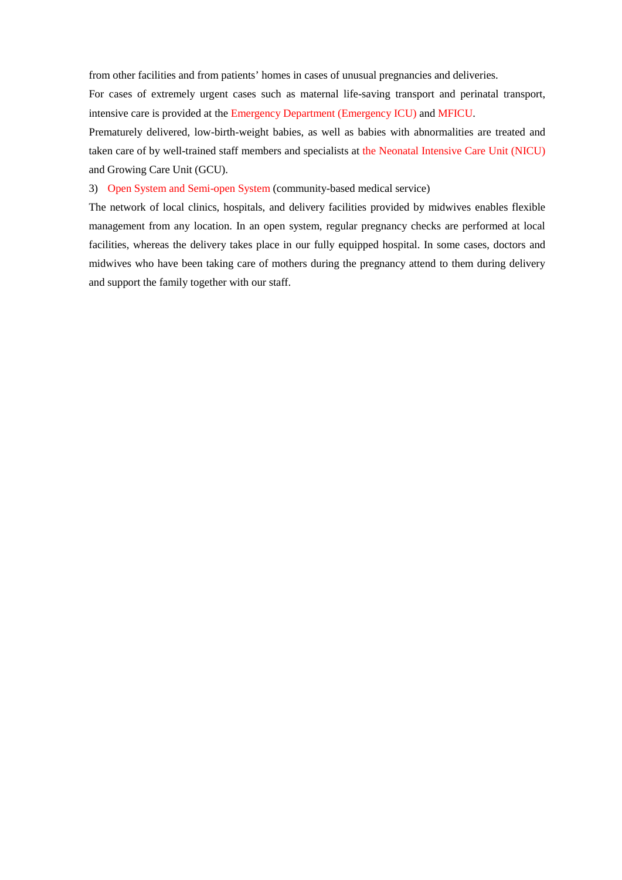from other facilities and from patients' homes in cases of unusual pregnancies and deliveries.

For cases of extremely urgent cases such as maternal life-saving transport and perinatal transport, intensive care is provided at the Emergency Department (Emergency ICU) and MFICU.

Prematurely delivered, low-birth-weight babies, as well as babies with abnormalities are treated and taken care of by well-trained staff members and specialists at the Neonatal Intensive Care Unit (NICU) and Growing Care Unit (GCU).

3) Open System and Semi-open System (community-based medical service)

The network of local clinics, hospitals, and delivery facilities provided by midwives enables flexible management from any location. In an open system, regular pregnancy checks are performed at local facilities, whereas the delivery takes place in our fully equipped hospital. In some cases, doctors and midwives who have been taking care of mothers during the pregnancy attend to them during delivery and support the family together with our staff.